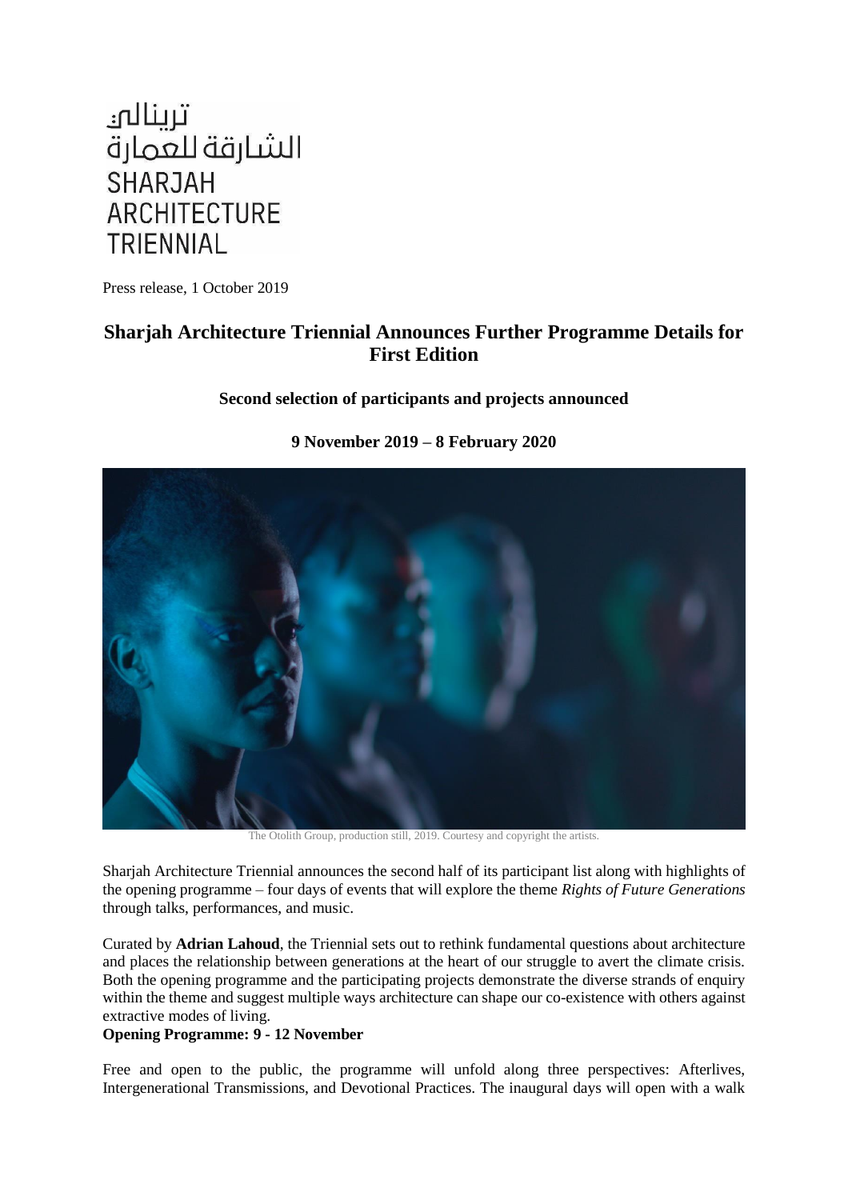ترينالي
الشارقة للعمارة
SHARJAH
ARCHITECTURE
TRIENNIAL

Press release, 1 October 2019

# Sharjah Architecture Triennial Announces Further Programme Details for First Edition

### Second selection of participants and projects announced

### 9 November 2019 – 8 February 2020

The Otolith Group, production still, 2019. Courtesy and copyright the artists.

Sharjah Architecture Triennial announces the second half of its participant list along with highlights of the opening programme – four days of events that will explore the theme *Rights of Future Generations* through talks, performances, and music.

Curated by **Adrian Lahoud**, the Triennial sets out to rethink fundamental questions about architecture and places the relationship between generations at the heart of our struggle to avert the climate crisis. Both the opening programme and the participating projects demonstrate the diverse strands of enquiry within the theme and suggest multiple ways architecture can shape our co-existence with others against extractive modes of living.

**Opening Programme: 9 - 12 November**

Free and open to the public, the programme will unfold along three perspectives: Afterlives, Intergenerational Transmissions, and Devotional Practices. The inaugural days will open with a walk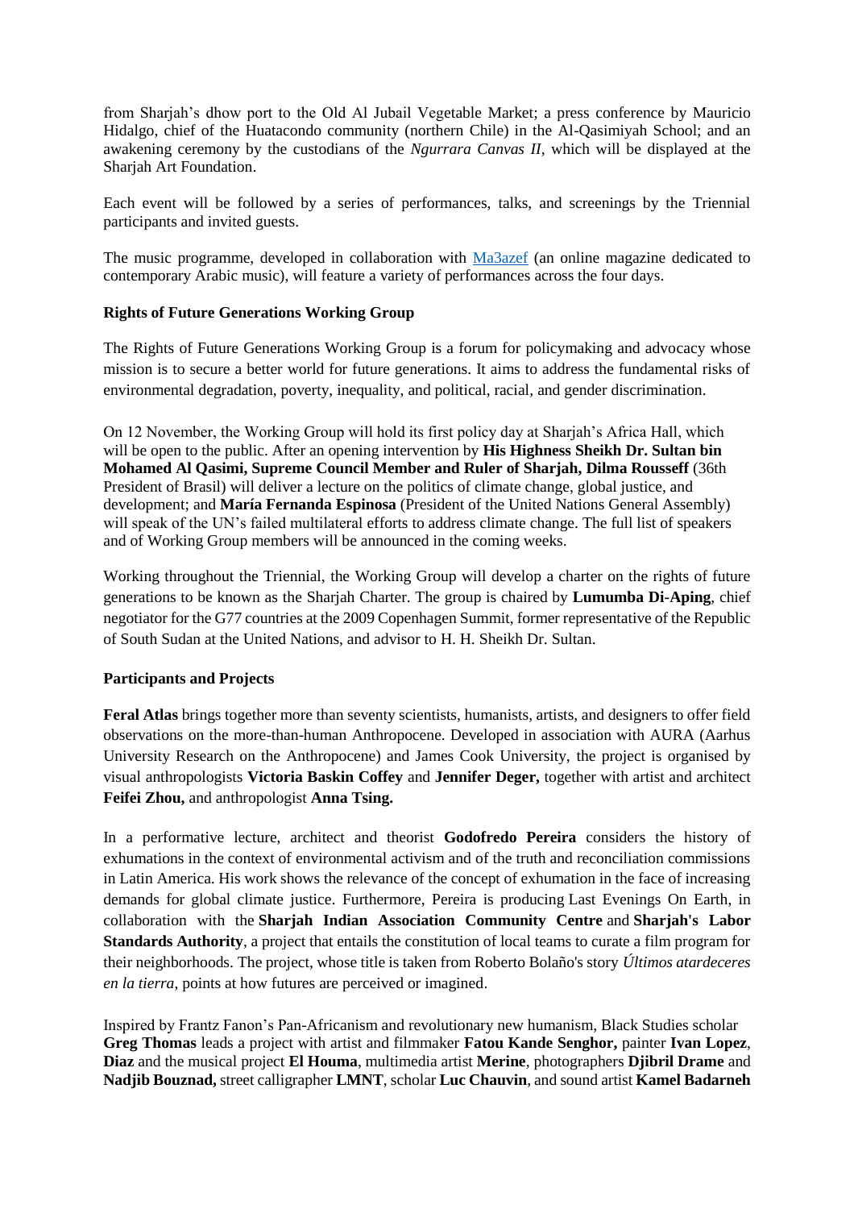from Sharjah's dhow port to the Old Al Jubail Vegetable Market; a press conference by Mauricio Hidalgo, chief of the Huatacondo community (northern Chile) in the Al-Qasimiyah School; and an awakening ceremony by the custodians of the *Ngurrara Canvas II*, which will be displayed at the Sharjah Art Foundation.

Each event will be followed by a series of performances, talks, and screenings by the Triennial participants and invited guests.

The music programme, developed in collaboration with Ma3azef (an online magazine dedicated to contemporary Arabic music), will feature a variety of performances across the four days.

**Rights of Future Generations Working Group**

The Rights of Future Generations Working Group is a forum for policymaking and advocacy whose mission is to secure a better world for future generations. It aims to address the fundamental risks of environmental degradation, poverty, inequality, and political, racial, and gender discrimination.

On 12 November, the Working Group will hold its first policy day at Sharjah's Africa Hall, which will be open to the public. After an opening intervention by **His Highness Sheikh Dr. Sultan bin Mohamed Al Qasimi, Supreme Council Member and Ruler of Sharjah, Dilma Rousseff** (36th President of Brasil) will deliver a lecture on the politics of climate change, global justice, and development; and **María Fernanda Espinosa** (President of the United Nations General Assembly) will speak of the UN's failed multilateral efforts to address climate change. The full list of speakers and of Working Group members will be announced in the coming weeks.

Working throughout the Triennial, the Working Group will develop a charter on the rights of future generations to be known as the Sharjah Charter. The group is chaired by **Lumumba Di-Aping**, chief negotiator for the G77 countries at the 2009 Copenhagen Summit, former representative of the Republic of South Sudan at the United Nations, and advisor to H. H. Sheikh Dr. Sultan.

**Participants and Projects**

**Feral Atlas** brings together more than seventy scientists, humanists, artists, and designers to offer field observations on the more-than-human Anthropocene. Developed in association with AURA (Aarhus University Research on the Anthropocene) and James Cook University, the project is organised by visual anthropologists **Victoria Baskin Coffey** and **Jennifer Deger,** together with artist and architect **Feifei Zhou,** and anthropologist **Anna Tsing.**

In a performative lecture, architect and theorist **Godofredo Pereira** considers the history of exhumations in the context of environmental activism and of the truth and reconciliation commissions in Latin America. His work shows the relevance of the concept of exhumation in the face of increasing demands for global climate justice. Furthermore, Pereira is producing Last Evenings On Earth, in collaboration with the **Sharjah Indian Association Community Centre** and **Sharjah's Labor Standards Authority**, a project that entails the constitution of local teams to curate a film program for their neighborhoods. The project, whose title is taken from Roberto Bolaño's story *Últimos atardeceres en la tierra*, points at how futures are perceived or imagined.

Inspired by Frantz Fanon's Pan-Africanism and revolutionary new humanism, Black Studies scholar **Greg Thomas** leads a project with artist and filmmaker **Fatou Kande Senghor,** painter **Ivan Lopez**, **Diaz** and the musical project **El Houma**, multimedia artist **Merine**, photographers **Djibril Drame** and **Nadjib Bouznad,** street calligrapher **LMNT**, scholar **Luc Chauvin**, and sound artist **Kamel Badarneh**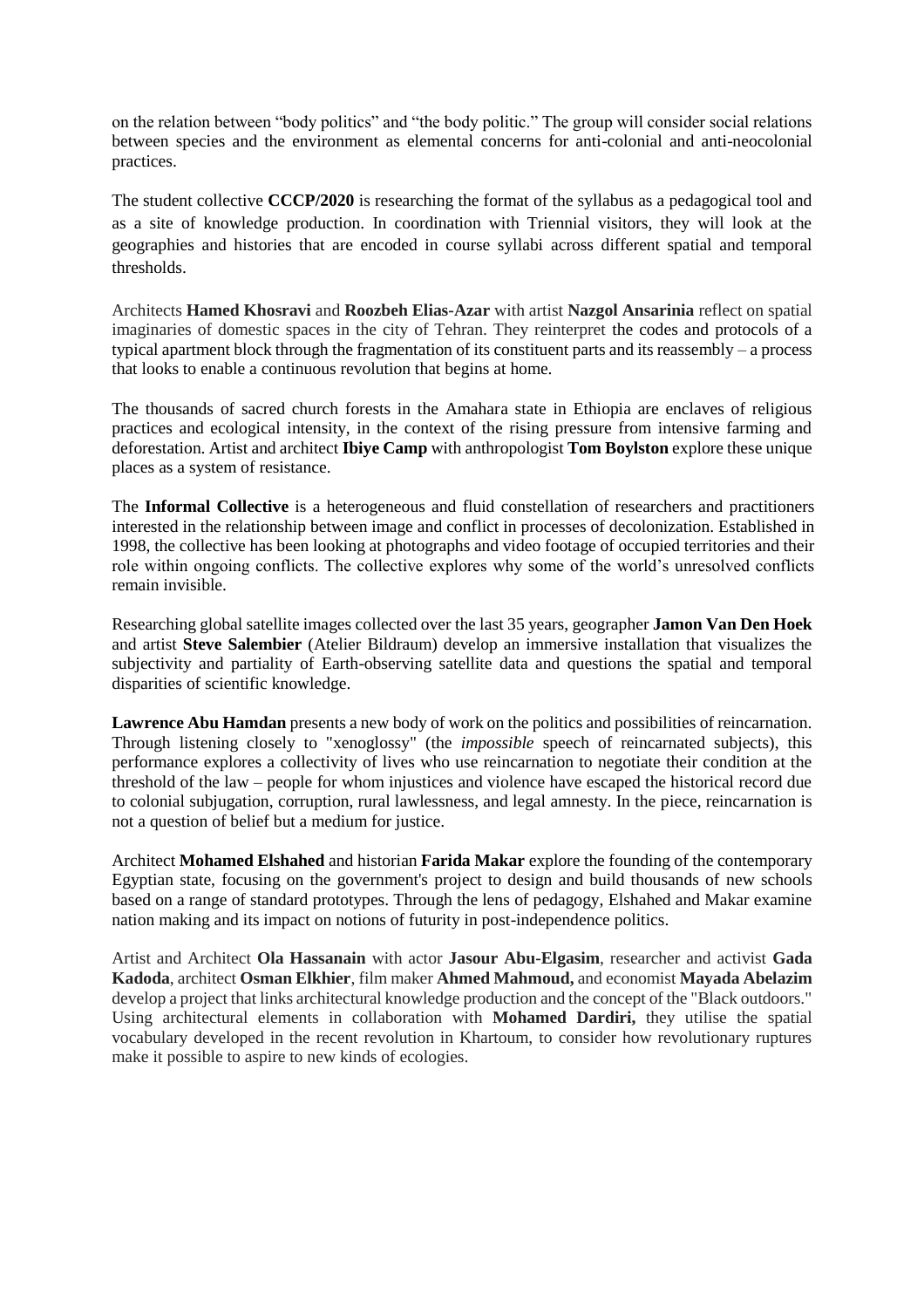on the relation between "body politics" and "the body politic." The group will consider social relations between species and the environment as elemental concerns for anti-colonial and anti-neocolonial practices.

The student collective **CCCP/2020** is researching the format of the syllabus as a pedagogical tool and as a site of knowledge production. In coordination with Triennial visitors, they will look at the geographies and histories that are encoded in course syllabi across different spatial and temporal thresholds.

Architects **Hamed Khosravi** and **Roozbeh Elias-Azar** with artist **Nazgol Ansarinia** reflect on spatial imaginaries of domestic spaces in the city of Tehran. They reinterpret the codes and protocols of a typical apartment block through the fragmentation of its constituent parts and its reassembly – a process that looks to enable a continuous revolution that begins at home.

The thousands of sacred church forests in the Amahara state in Ethiopia are enclaves of religious practices and ecological intensity, in the context of the rising pressure from intensive farming and deforestation. Artist and architect **Ibiye Camp** with anthropologist **Tom Boylston** explore these unique places as a system of resistance.

The **Informal Collective** is a heterogeneous and fluid constellation of researchers and practitioners interested in the relationship between image and conflict in processes of decolonization. Established in 1998, the collective has been looking at photographs and video footage of occupied territories and their role within ongoing conflicts. The collective explores why some of the world's unresolved conflicts remain invisible.

Researching global satellite images collected over the last 35 years, geographer **Jamon Van Den Hoek** and artist **Steve Salembier** (Atelier Bildraum) develop an immersive installation that visualizes the subjectivity and partiality of Earth-observing satellite data and questions the spatial and temporal disparities of scientific knowledge.

**Lawrence Abu Hamdan** presents a new body of work on the politics and possibilities of reincarnation. Through listening closely to "xenoglossy" (the *impossible* speech of reincarnated subjects), this performance explores a collectivity of lives who use reincarnation to negotiate their condition at the threshold of the law – people for whom injustices and violence have escaped the historical record due to colonial subjugation, corruption, rural lawlessness, and legal amnesty. In the piece, reincarnation is not a question of belief but a medium for justice.

Architect **Mohamed Elshahed** and historian **Farida Makar** explore the founding of the contemporary Egyptian state, focusing on the government's project to design and build thousands of new schools based on a range of standard prototypes. Through the lens of pedagogy, Elshahed and Makar examine nation making and its impact on notions of futurity in post-independence politics.

Artist and Architect **Ola Hassanain** with actor **Jasour Abu-Elgasim**, researcher and activist **Gada Kadoda**, architect **Osman Elkhier**, film maker **Ahmed Mahmoud,** and economist **Mayada Abelazim** develop a project that links architectural knowledge production and the concept of the "Black outdoors." Using architectural elements in collaboration with **Mohamed Dardiri,** they utilise the spatial vocabulary developed in the recent revolution in Khartoum, to consider how revolutionary ruptures make it possible to aspire to new kinds of ecologies.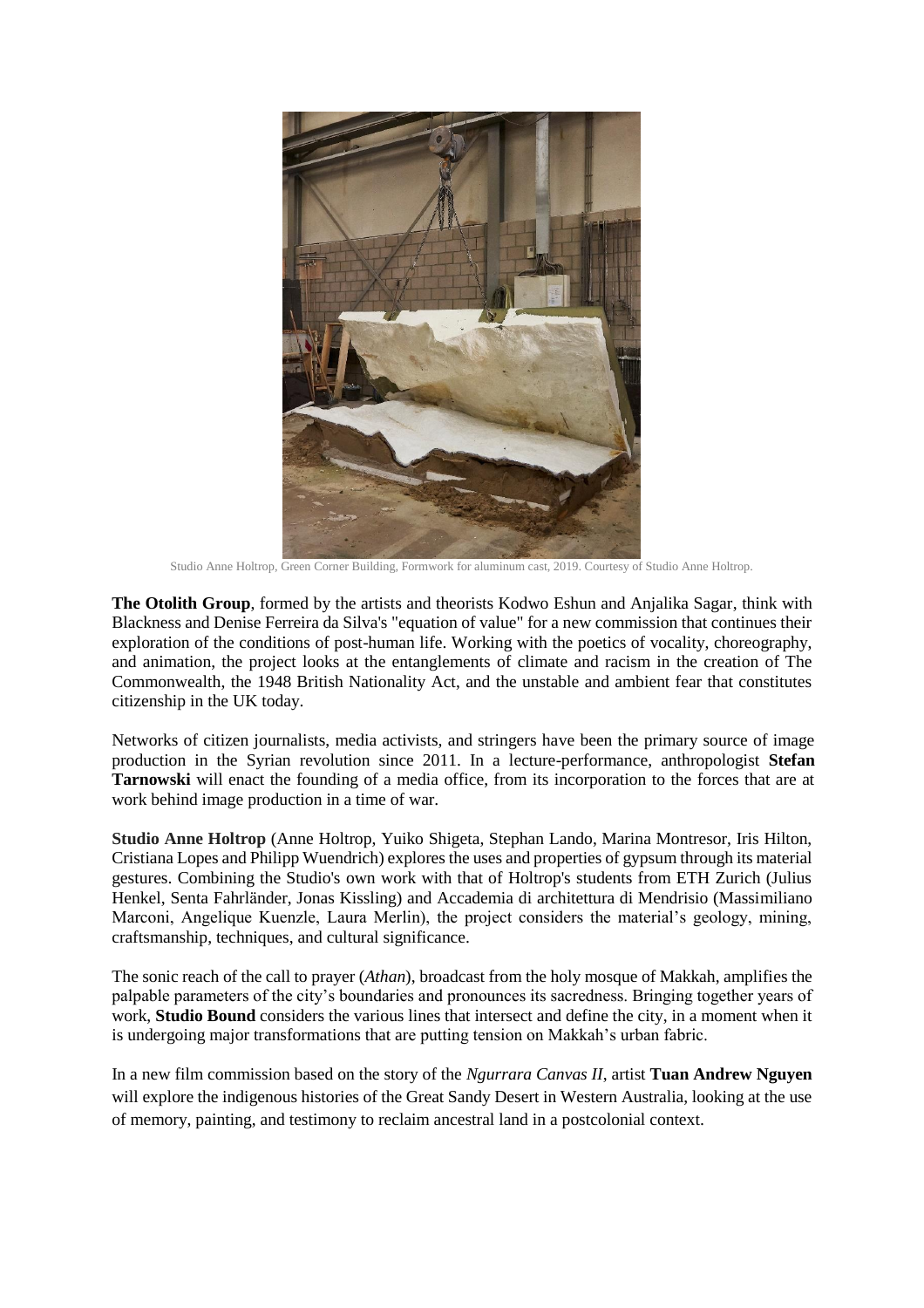Studio Anne Holtrop, Green Corner Building, Formwork for aluminum cast, 2019. Courtesy of Studio Anne Holtrop.

**The Otolith Group**, formed by the artists and theorists Kodwo Eshun and Anjalika Sagar, think with Blackness and Denise Ferreira da Silva's "equation of value" for a new commission that continues their exploration of the conditions of post-human life. Working with the poetics of vocality, choreography, and animation, the project looks at the entanglements of climate and racism in the creation of The Commonwealth, the 1948 British Nationality Act, and the unstable and ambient fear that constitutes citizenship in the UK today.

Networks of citizen journalists, media activists, and stringers have been the primary source of image production in the Syrian revolution since 2011. In a lecture-performance, anthropologist **Stefan Tarnowski** will enact the founding of a media office, from its incorporation to the forces that are at work behind image production in a time of war.

**Studio Anne Holtrop** (Anne Holtrop, Yuiko Shigeta, Stephan Lando, Marina Montresor, Iris Hilton, Cristiana Lopes and Philipp Wuendrich) explores the uses and properties of gypsum through its material gestures. Combining the Studio's own work with that of Holtrop's students from ETH Zurich (Julius Henkel, Senta Fahrländer, Jonas Kissling) and Accademia di architettura di Mendrisio (Massimiliano Marconi, Angelique Kuenzle, Laura Merlin), the project considers the material's geology, mining, craftsmanship, techniques, and cultural significance.

The sonic reach of the call to prayer (*Athan*), broadcast from the holy mosque of Makkah, amplifies the palpable parameters of the city's boundaries and pronounces its sacredness. Bringing together years of work, **Studio Bound** considers the various lines that intersect and define the city, in a moment when it is undergoing major transformations that are putting tension on Makkah's urban fabric.

In a new film commission based on the story of the *Ngurrara Canvas II*, artist **Tuan Andrew Nguyen** will explore the indigenous histories of the Great Sandy Desert in Western Australia, looking at the use of memory, painting, and testimony to reclaim ancestral land in a postcolonial context.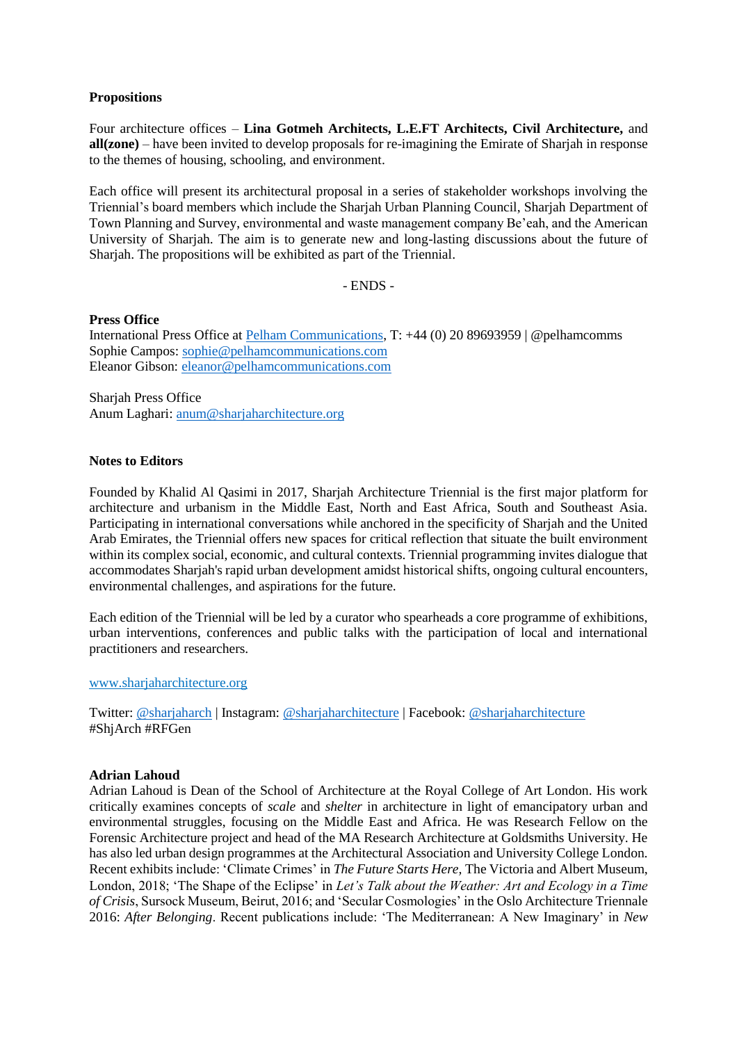**Propositions**

Four architecture offices – **Lina Gotmeh Architects, L.E.FT Architects, Civil Architecture,** and **all(zone)** – have been invited to develop proposals for re-imagining the Emirate of Sharjah in response to the themes of housing, schooling, and environment.

Each office will present its architectural proposal in a series of stakeholder workshops involving the Triennial's board members which include the Sharjah Urban Planning Council, Sharjah Department of Town Planning and Survey, environmental and waste management company Be'eah, and the American University of Sharjah. The aim is to generate new and long-lasting discussions about the future of Sharjah. The propositions will be exhibited as part of the Triennial.

- ENDS -

**Press Office**
International Press Office at Pelham Communications, T: +44 (0) 20 89693959 | @pelhamcomms
Sophie Campos: sophie@pelhamcommunications.com
Eleanor Gibson: eleanor@pelhamcommunications.com

Sharjah Press Office
Anum Laghari: anum@sharjaharchitecture.org

**Notes to Editors**

Founded by Khalid Al Qasimi in 2017, Sharjah Architecture Triennial is the first major platform for architecture and urbanism in the Middle East, North and East Africa, South and Southeast Asia. Participating in international conversations while anchored in the specificity of Sharjah and the United Arab Emirates, the Triennial offers new spaces for critical reflection that situate the built environment within its complex social, economic, and cultural contexts. Triennial programming invites dialogue that accommodates Sharjah's rapid urban development amidst historical shifts, ongoing cultural encounters, environmental challenges, and aspirations for the future.

Each edition of the Triennial will be led by a curator who spearheads a core programme of exhibitions, urban interventions, conferences and public talks with the participation of local and international practitioners and researchers.

www.sharjaharchitecture.org

Twitter: @sharjaharch | Instagram: @sharjaharchitecture | Facebook: @sharjaharchitecture
#ShjArch #RFGen

**Adrian Lahoud**
Adrian Lahoud is Dean of the School of Architecture at the Royal College of Art London. His work critically examines concepts of *scale* and *shelter* in architecture in light of emancipatory urban and environmental struggles, focusing on the Middle East and Africa. He was Research Fellow on the Forensic Architecture project and head of the MA Research Architecture at Goldsmiths University. He has also led urban design programmes at the Architectural Association and University College London. Recent exhibits include: 'Climate Crimes' in *The Future Starts Here,* The Victoria and Albert Museum, London, 2018; 'The Shape of the Eclipse' in *Let's Talk about the Weather: Art and Ecology in a Time of Crisis*, Sursock Museum, Beirut, 2016; and 'Secular Cosmologies' in the Oslo Architecture Triennale 2016: *After Belonging*. Recent publications include: 'The Mediterranean: A New Imaginary' in *New*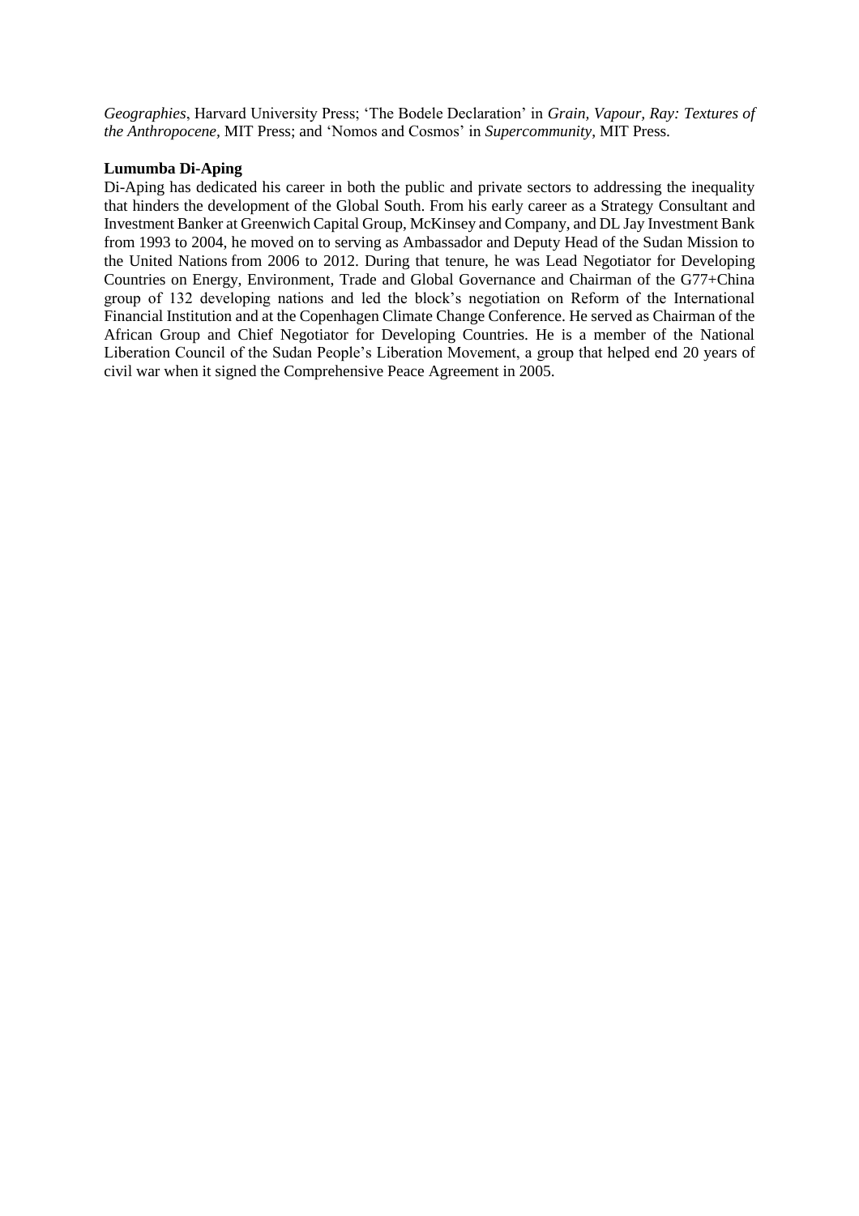*Geographies*, Harvard University Press; 'The Bodele Declaration' in *Grain, Vapour, Ray: Textures of the Anthropocene*, MIT Press; and 'Nomos and Cosmos' in *Supercommunity*, MIT Press.

**Lumumba Di-Aping**

Di-Aping has dedicated his career in both the public and private sectors to addressing the inequality that hinders the development of the Global South. From his early career as a Strategy Consultant and Investment Banker at Greenwich Capital Group, McKinsey and Company, and DL Jay Investment Bank from 1993 to 2004, he moved on to serving as Ambassador and Deputy Head of the Sudan Mission to the United Nations from 2006 to 2012. During that tenure, he was Lead Negotiator for Developing Countries on Energy, Environment, Trade and Global Governance and Chairman of the G77+China group of 132 developing nations and led the block's negotiation on Reform of the International Financial Institution and at the Copenhagen Climate Change Conference. He served as Chairman of the African Group and Chief Negotiator for Developing Countries. He is a member of the National Liberation Council of the Sudan People's Liberation Movement, a group that helped end 20 years of civil war when it signed the Comprehensive Peace Agreement in 2005.